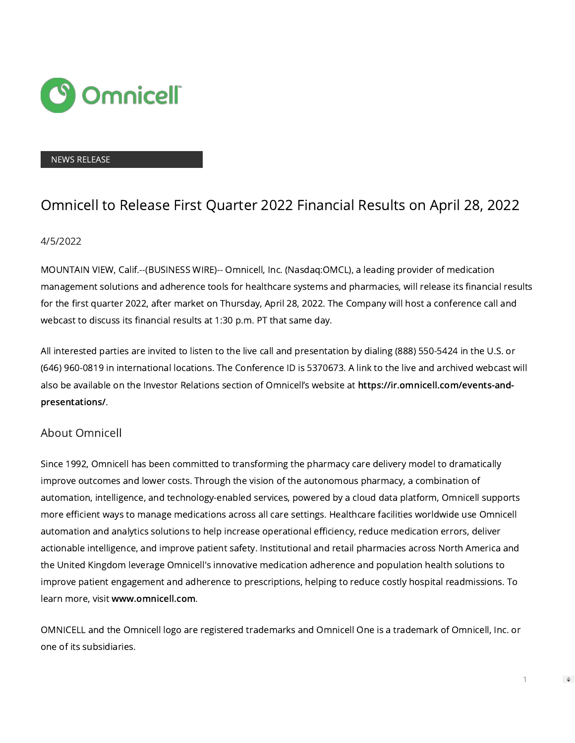NEWS RELEASE

# Omnicell to Release First Quarter 2022 Financial Results on April 28, 2022

4/5/2022

MOUNTAIN VIEW, Calif.--(BUSINESS WIRE)-- Omnicell, Inc. (Nasdaq:OMCL), a leading provider of medication management solutions and adherence tools for healthcare systems and pharmacies, will release its financial results for the first quarter 2022, after market on Thursday, April 28, 2022. The Company will host a conference call and webcast to discuss its financial results at 1:30 p.m. PT that same day.

All interested parties are invited to listen to the live call and presentation by dialing (888) 550-5424 in the U.S. or (646) 960-0819 in international locations. The Conference ID is 5370673. A link to the live and archived webcast will also be available on the Investor Relations section of Omnicell's website at **https://ir.omnicell.com/events-and-presentations/**.

## About Omnicell

Since 1992, Omnicell has been committed to transforming the pharmacy care delivery model to dramatically improve outcomes and lower costs. Through the vision of the autonomous pharmacy, a combination of automation, intelligence, and technology-enabled services, powered by a cloud data platform, Omnicell supports more efficient ways to manage medications across all care settings. Healthcare facilities worldwide use Omnicell automation and analytics solutions to help increase operational efficiency, reduce medication errors, deliver actionable intelligence, and improve patient safety. Institutional and retail pharmacies across North America and the United Kingdom leverage Omnicell's innovative medication adherence and population health solutions to improve patient engagement and adherence to prescriptions, helping to reduce costly hospital readmissions. To learn more, visit **www.omnicell.com**.

OMNICELL and the Omnicell logo are registered trademarks and Omnicell One is a trademark of Omnicell, Inc. or one of its subsidiaries.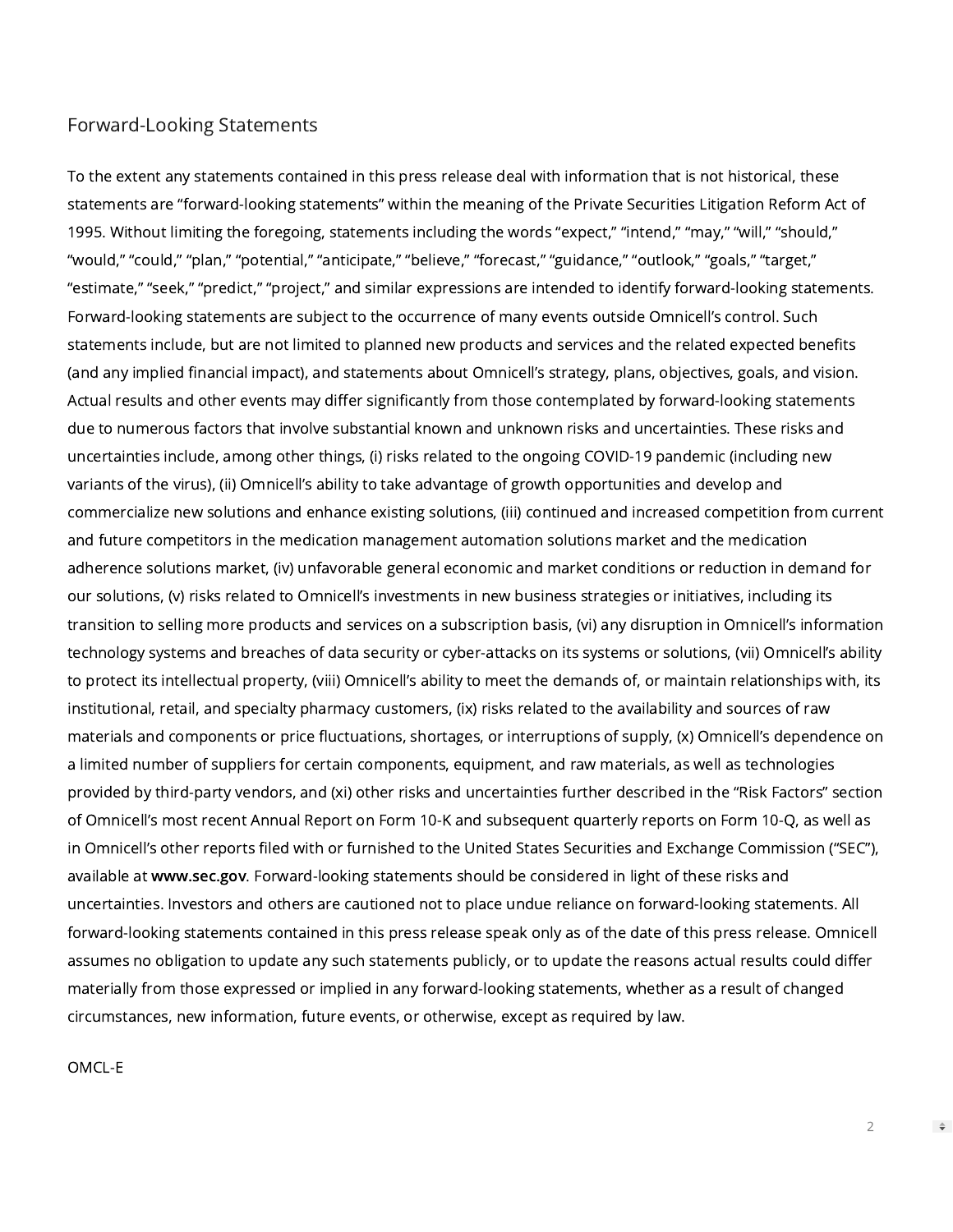## Forward-Looking Statements

To the extent any statements contained in this press release deal with information that is not historical, these statements are "forward-looking statements" within the meaning of the Private Securities Litigation Reform Act of 1995. Without limiting the foregoing, statements including the words "expect," "intend," "may," "will," "should," "would," "could," "plan," "potential," "anticipate," "believe," "forecast," "guidance," "outlook," "goals," "target," "estimate," "seek," "predict," "project," and similar expressions are intended to identify forward-looking statements. Forward-looking statements are subject to the occurrence of many events outside Omnicell's control. Such statements include, but are not limited to planned new products and services and the related expected benefits (and any implied financial impact), and statements about Omnicell's strategy, plans, objectives, goals, and vision. Actual results and other events may differ significantly from those contemplated by forward-looking statements due to numerous factors that involve substantial known and unknown risks and uncertainties. These risks and uncertainties include, among other things, (i) risks related to the ongoing COVID-19 pandemic (including new variants of the virus), (ii) Omnicell's ability to take advantage of growth opportunities and develop and commercialize new solutions and enhance existing solutions, (iii) continued and increased competition from current and future competitors in the medication management automation solutions market and the medication adherence solutions market, (iv) unfavorable general economic and market conditions or reduction in demand for our solutions, (v) risks related to Omnicell's investments in new business strategies or initiatives, including its transition to selling more products and services on a subscription basis, (vi) any disruption in Omnicell's information technology systems and breaches of data security or cyber-attacks on its systems or solutions, (vii) Omnicell's ability to protect its intellectual property, (viii) Omnicell's ability to meet the demands of, or maintain relationships with, its institutional, retail, and specialty pharmacy customers, (ix) risks related to the availability and sources of raw materials and components or price fluctuations, shortages, or interruptions of supply, (x) Omnicell's dependence on a limited number of suppliers for certain components, equipment, and raw materials, as well as technologies provided by third-party vendors, and (xi) other risks and uncertainties further described in the "Risk Factors" section of Omnicell's most recent Annual Report on Form 10-K and subsequent quarterly reports on Form 10-Q, as well as in Omnicell's other reports filed with or furnished to the United States Securities and Exchange Commission ("SEC"), available at **www.sec.gov**. Forward-looking statements should be considered in light of these risks and uncertainties. Investors and others are cautioned not to place undue reliance on forward-looking statements. All forward-looking statements contained in this press release speak only as of the date of this press release. Omnicell assumes no obligation to update any such statements publicly, or to update the reasons actual results could differ materially from those expressed or implied in any forward-looking statements, whether as a result of changed circumstances, new information, future events, or otherwise, except as required by law.

OMCL-E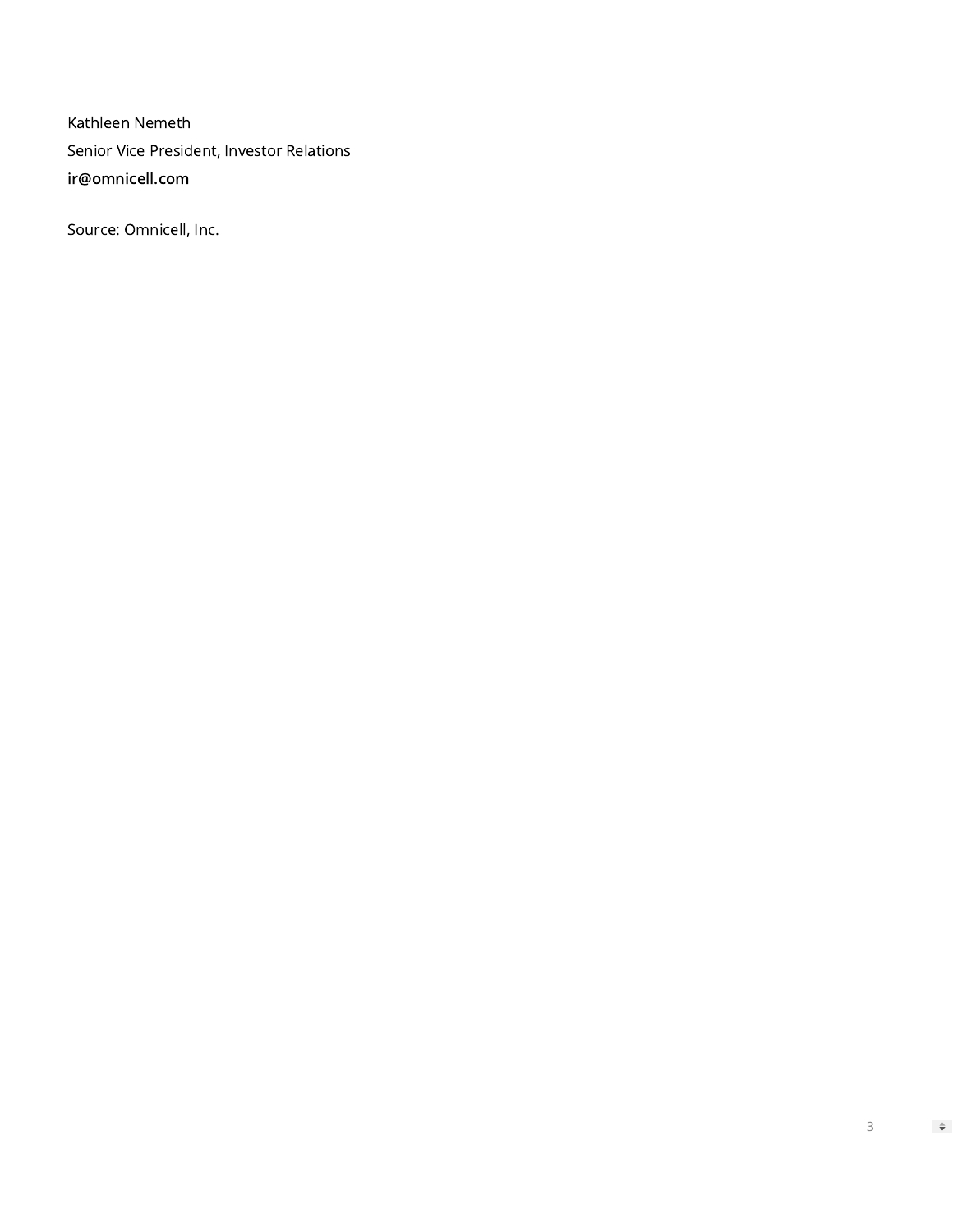Kathleen Nemeth
Senior Vice President, Investor Relations
ir@omnicell.com

Source: Omnicell, Inc.